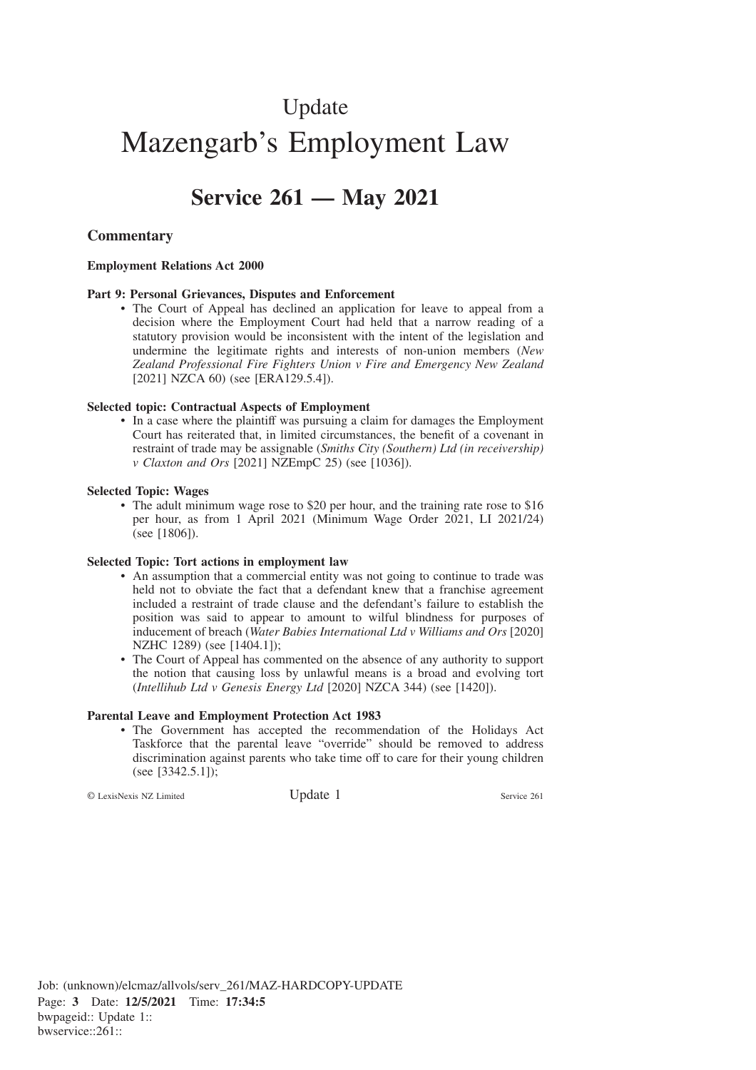# Update

# Mazengarb's Employment Law

## Service 261 — May 2021

### Commentary

**Employment Relations Act 2000**

**Part 9: Personal Grievances, Disputes and Enforcement**

- The Court of Appeal has declined an application for leave to appeal from a decision where the Employment Court had held that a narrow reading of a statutory provision would be inconsistent with the intent of the legislation and undermine the legitimate rights and interests of non-union members (*New Zealand Professional Fire Fighters Union v Fire and Emergency New Zealand* [2021] NZCA 60) (see [ERA129.5.4]).

**Selected topic: Contractual Aspects of Employment**

- In a case where the plaintiff was pursuing a claim for damages the Employment Court has reiterated that, in limited circumstances, the benefit of a covenant in restraint of trade may be assignable (*Smiths City (Southern) Ltd (in receivership) v Claxton and Ors* [2021] NZEmpC 25) (see [1036]).

**Selected Topic: Wages**

- The adult minimum wage rose to $20 per hour, and the training rate rose to $16 per hour, as from 1 April 2021 (Minimum Wage Order 2021, LI 2021/24) (see [1806]).

**Selected Topic: Tort actions in employment law**

- An assumption that a commercial entity was not going to continue to trade was held not to obviate the fact that a defendant knew that a franchise agreement included a restraint of trade clause and the defendant's failure to establish the position was said to appear to amount to wilful blindness for purposes of inducement of breach (*Water Babies International Ltd v Williams and Ors* [2020] NZHC 1289) (see [1404.1]);
- The Court of Appeal has commented on the absence of any authority to support the notion that causing loss by unlawful means is a broad and evolving tort (*Intellihub Ltd v Genesis Energy Ltd* [2020] NZCA 344) (see [1420]).

**Parental Leave and Employment Protection Act 1983**

- The Government has accepted the recommendation of the Holidays Act Taskforce that the parental leave "override" should be removed to address discrimination against parents who take time off to care for their young children (see [3342.5.1]);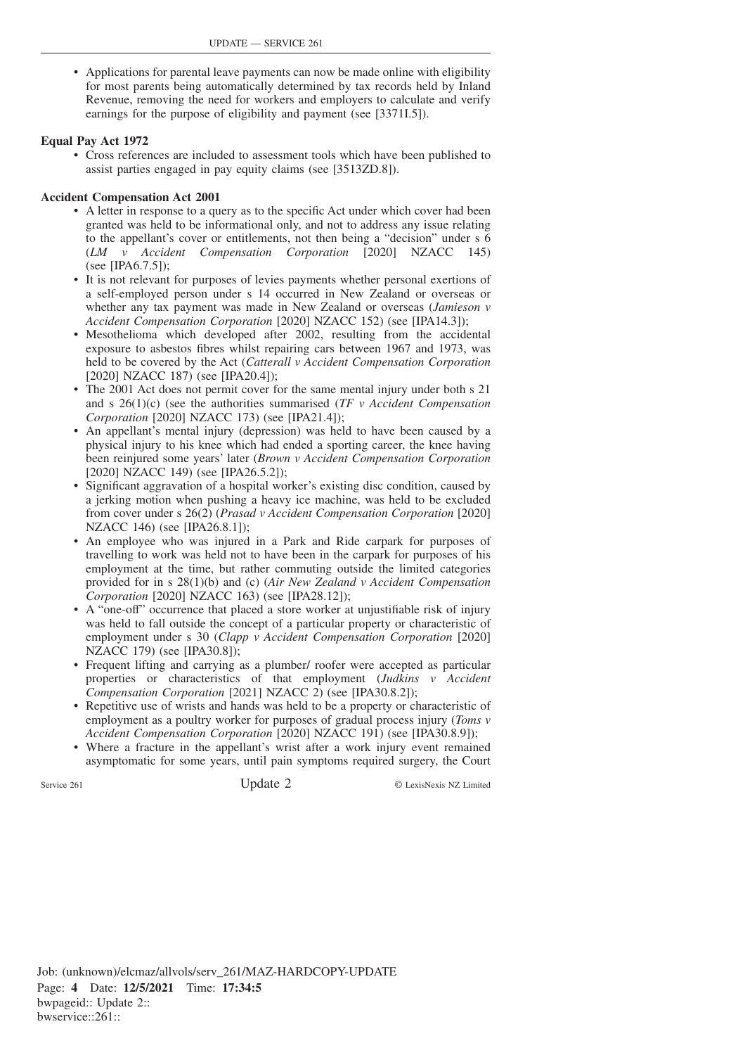- Applications for parental leave payments can now be made online with eligibility for most parents being automatically determined by tax records held by Inland Revenue, removing the need for workers and employers to calculate and verify earnings for the purpose of eligibility and payment (see [3371I.5]).

**Equal Pay Act 1972**

- Cross references are included to assessment tools which have been published to assist parties engaged in pay equity claims (see [3513ZD.8]).

**Accident Compensation Act 2001**

- A letter in response to a query as to the specific Act under which cover had been granted was held to be informational only, and not to address any issue relating to the appellant's cover or entitlements, not then being a "decision" under s 6 (*LM v Accident Compensation Corporation* [2020] NZACC 145) (see [IPA6.7.5]);
- It is not relevant for purposes of levies payments whether personal exertions of a self-employed person under s 14 occurred in New Zealand or overseas or whether any tax payment was made in New Zealand or overseas (*Jamieson v Accident Compensation Corporation* [2020] NZACC 152) (see [IPA14.3]);
- Mesothelioma which developed after 2002, resulting from the accidental exposure to asbestos fibres whilst repairing cars between 1967 and 1973, was held to be covered by the Act (*Catterall v Accident Compensation Corporation* [2020] NZACC 187) (see [IPA20.4]);
- The 2001 Act does not permit cover for the same mental injury under both s 21 and s 26(1)(c) (see the authorities summarised (*TF v Accident Compensation Corporation* [2020] NZACC 173) (see [IPA21.4]);
- An appellant's mental injury (depression) was held to have been caused by a physical injury to his knee which had ended a sporting career, the knee having been reinjured some years' later (*Brown v Accident Compensation Corporation* [2020] NZACC 149) (see [IPA26.5.2]);
- Significant aggravation of a hospital worker's existing disc condition, caused by a jerking motion when pushing a heavy ice machine, was held to be excluded from cover under s 26(2) (*Prasad v Accident Compensation Corporation* [2020] NZACC 146) (see [IPA26.8.1]);
- An employee who was injured in a Park and Ride carpark for purposes of travelling to work was held not to have been in the carpark for purposes of his employment at the time, but rather commuting outside the limited categories provided for in s 28(1)(b) and (c) (*Air New Zealand v Accident Compensation Corporation* [2020] NZACC 163) (see [IPA28.12]);
- A "one-off" occurrence that placed a store worker at unjustifiable risk of injury was held to fall outside the concept of a particular property or characteristic of employment under s 30 (*Clapp v Accident Compensation Corporation* [2020] NZACC 179) (see [IPA30.8]);
- Frequent lifting and carrying as a plumber/ roofer were accepted as particular properties or characteristics of that employment (*Judkins v Accident Compensation Corporation* [2021] NZACC 2) (see [IPA30.8.2]);
- Repetitive use of wrists and hands was held to be a property or characteristic of employment as a poultry worker for purposes of gradual process injury (*Toms v Accident Compensation Corporation* [2020] NZACC 191) (see [IPA30.8.9]);
- Where a fracture in the appellant's wrist after a work injury event remained asymptomatic for some years, until pain symptoms required surgery, the Court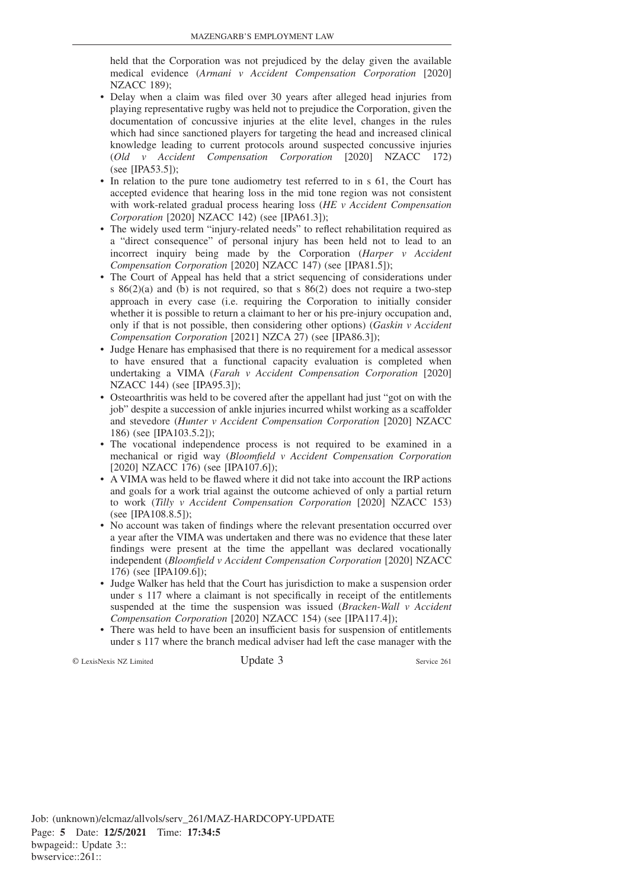held that the Corporation was not prejudiced by the delay given the available medical evidence (*Armani v Accident Compensation Corporation* [2020] NZACC 189);

- Delay when a claim was filed over 30 years after alleged head injuries from playing representative rugby was held not to prejudice the Corporation, given the documentation of concussive injuries at the elite level, changes in the rules which had since sanctioned players for targeting the head and increased clinical knowledge leading to current protocols around suspected concussive injuries (*Old v Accident Compensation Corporation* [2020] NZACC 172) (see [IPA53.5]);
- In relation to the pure tone audiometry test referred to in s 61, the Court has accepted evidence that hearing loss in the mid tone region was not consistent with work-related gradual process hearing loss (*HE v Accident Compensation Corporation* [2020] NZACC 142) (see [IPA61.3]);
- The widely used term "injury-related needs" to reflect rehabilitation required as a "direct consequence" of personal injury has been held not to lead to an incorrect inquiry being made by the Corporation (*Harper v Accident Compensation Corporation* [2020] NZACC 147) (see [IPA81.5]);
- The Court of Appeal has held that a strict sequencing of considerations under s 86(2)(a) and (b) is not required, so that s 86(2) does not require a two-step approach in every case (i.e. requiring the Corporation to initially consider whether it is possible to return a claimant to her or his pre-injury occupation and, only if that is not possible, then considering other options) (*Gaskin v Accident Compensation Corporation* [2021] NZCA 27) (see [IPA86.3]);
- Judge Henare has emphasised that there is no requirement for a medical assessor to have ensured that a functional capacity evaluation is completed when undertaking a VIMA (*Farah v Accident Compensation Corporation* [2020] NZACC 144) (see [IPA95.3]);
- Osteoarthritis was held to be covered after the appellant had just "got on with the job" despite a succession of ankle injuries incurred whilst working as a scaffolder and stevedore (*Hunter v Accident Compensation Corporation* [2020] NZACC 186) (see [IPA103.5.2]);
- The vocational independence process is not required to be examined in a mechanical or rigid way (*Bloomfield v Accident Compensation Corporation* [2020] NZACC 176) (see [IPA107.6]);
- A VIMA was held to be flawed where it did not take into account the IRP actions and goals for a work trial against the outcome achieved of only a partial return to work (*Tilly v Accident Compensation Corporation* [2020] NZACC 153) (see [IPA108.8.5]);
- No account was taken of findings where the relevant presentation occurred over a year after the VIMA was undertaken and there was no evidence that these later findings were present at the time the appellant was declared vocationally independent (*Bloomfield v Accident Compensation Corporation* [2020] NZACC 176) (see [IPA109.6]);
- Judge Walker has held that the Court has jurisdiction to make a suspension order under s 117 where a claimant is not specifically in receipt of the entitlements suspended at the time the suspension was issued (*Bracken-Wall v Accident Compensation Corporation* [2020] NZACC 154) (see [IPA117.4]);
- There was held to have been an insufficient basis for suspension of entitlements under s 117 where the branch medical adviser had left the case manager with the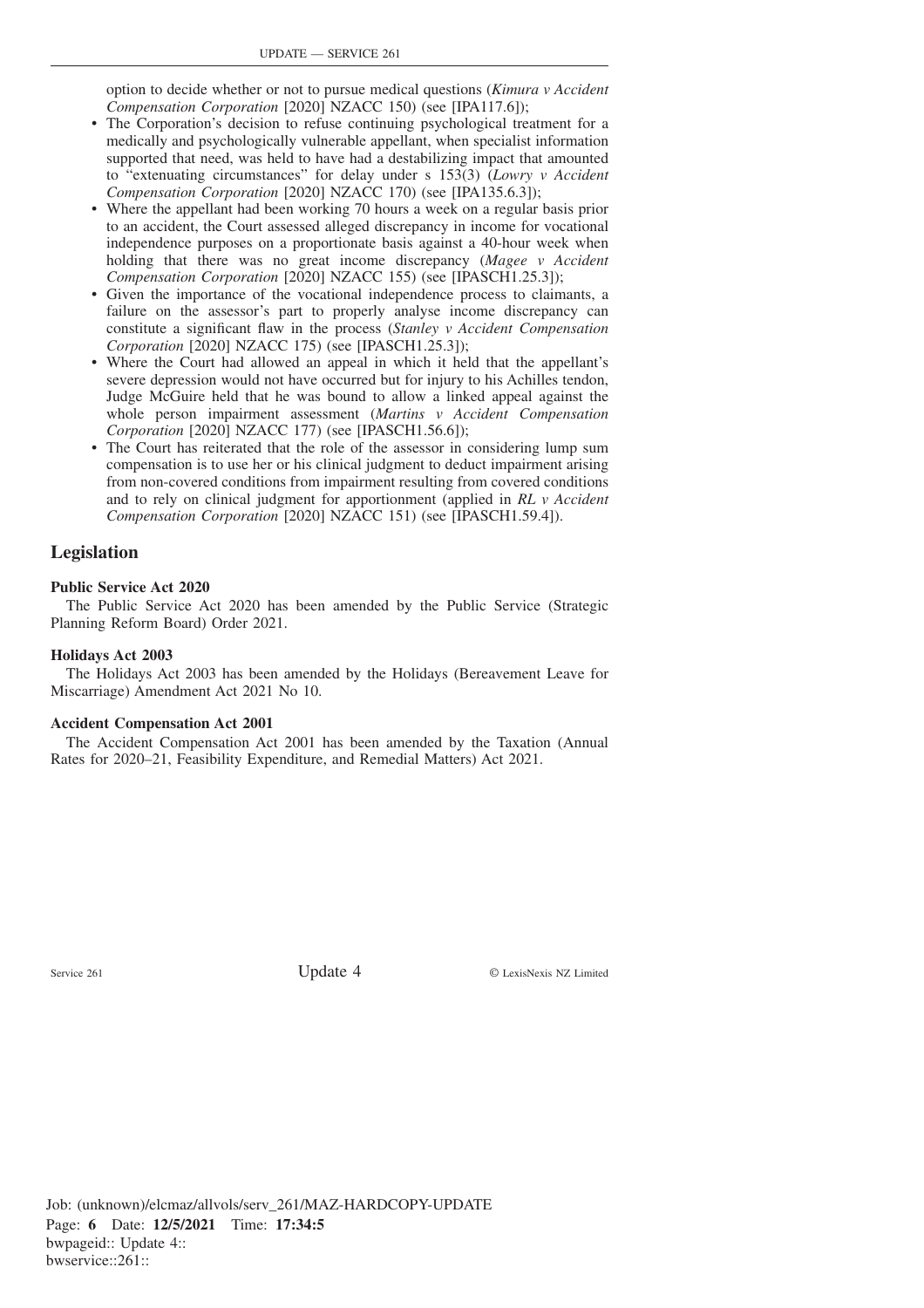option to decide whether or not to pursue medical questions (*Kimura v Accident Compensation Corporation* [2020] NZACC 150) (see [IPA117.6]);

- The Corporation's decision to refuse continuing psychological treatment for a medically and psychologically vulnerable appellant, when specialist information supported that need, was held to have had a destabilizing impact that amounted to "extenuating circumstances" for delay under s 153(3) (*Lowry v Accident Compensation Corporation* [2020] NZACC 170) (see [IPA135.6.3]);
- Where the appellant had been working 70 hours a week on a regular basis prior to an accident, the Court assessed alleged discrepancy in income for vocational independence purposes on a proportionate basis against a 40-hour week when holding that there was no great income discrepancy (*Magee v Accident Compensation Corporation* [2020] NZACC 155) (see [IPASCH1.25.3]);
- Given the importance of the vocational independence process to claimants, a failure on the assessor's part to properly analyse income discrepancy can constitute a significant flaw in the process (*Stanley v Accident Compensation Corporation* [2020] NZACC 175) (see [IPASCH1.25.3]);
- Where the Court had allowed an appeal in which it held that the appellant's severe depression would not have occurred but for injury to his Achilles tendon, Judge McGuire held that he was bound to allow a linked appeal against the whole person impairment assessment (*Martins v Accident Compensation Corporation* [2020] NZACC 177) (see [IPASCH1.56.6]);
- The Court has reiterated that the role of the assessor in considering lump sum compensation is to use her or his clinical judgment to deduct impairment arising from non-covered conditions from impairment resulting from covered conditions and to rely on clinical judgment for apportionment (applied in *RL v Accident Compensation Corporation* [2020] NZACC 151) (see [IPASCH1.59.4]).

## Legislation

### Public Service Act 2020

The Public Service Act 2020 has been amended by the Public Service (Strategic Planning Reform Board) Order 2021.

### Holidays Act 2003

The Holidays Act 2003 has been amended by the Holidays (Bereavement Leave for Miscarriage) Amendment Act 2021 No 10.

### Accident Compensation Act 2001

The Accident Compensation Act 2001 has been amended by the Taxation (Annual Rates for 2020–21, Feasibility Expenditure, and Remedial Matters) Act 2021.